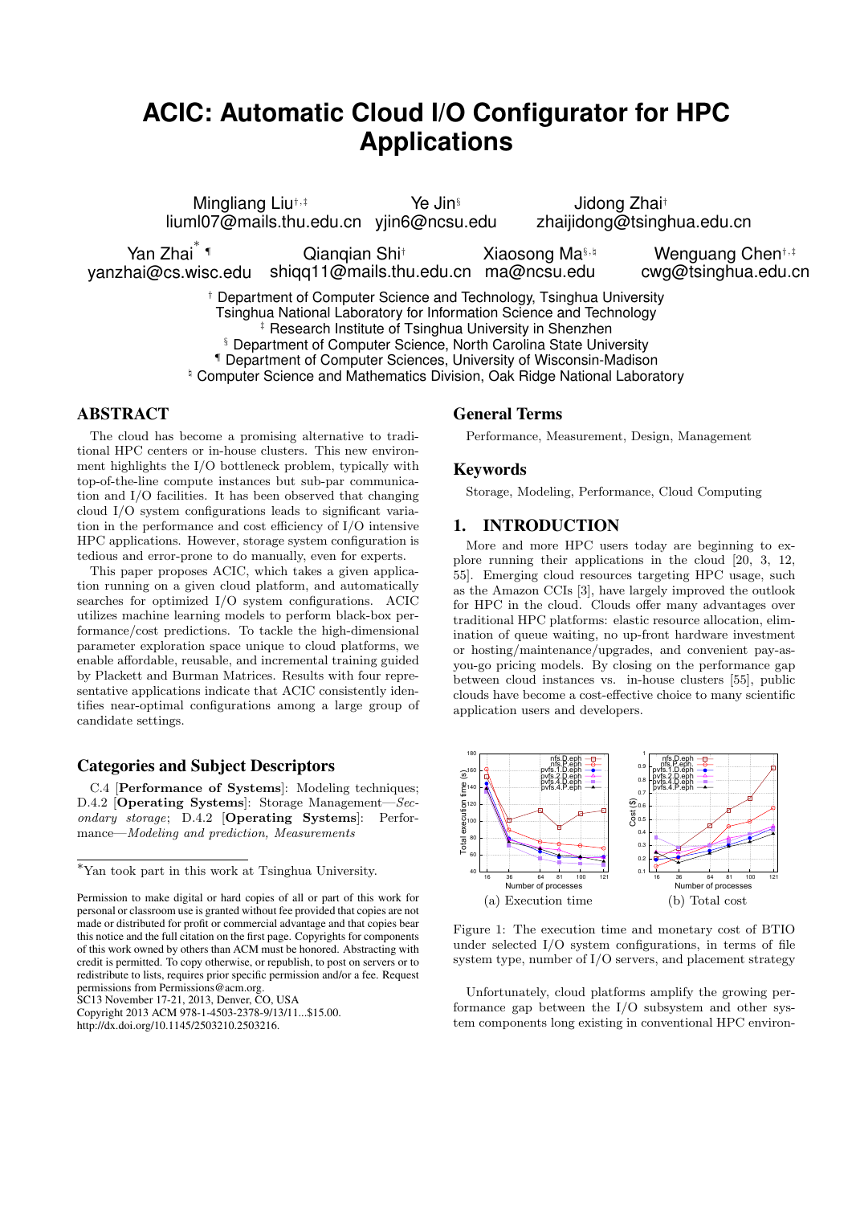# ACIC: Automatic Cloud I/O Configurator for HPC Applications

Mingliang Liu[†,‡] liuml07@mails.thu.edu.cn

Ye Jin[§] yjin6@ncsu.edu

Jidong Zhai[†] zhaijidong@tsinghua.edu.cn

Yan Zhai[*,¶] yanzhai@cs.wisc.edu

Qianqian Shi[†] shiqq11@mails.thu.edu.cn

Xiaosong Ma[§,♮] ma@ncsu.edu

Wenguang Chen[†,‡] cwg@tsinghua.edu.cn

[†] Department of Computer Science and Technology, Tsinghua University
Tsinghua National Laboratory for Information Science and Technology
[‡] Research Institute of Tsinghua University in Shenzhen
[§] Department of Computer Science, North Carolina State University
[¶] Department of Computer Sciences, University of Wisconsin-Madison
[♮] Computer Science and Mathematics Division, Oak Ridge National Laboratory

## ABSTRACT

The cloud has become a promising alternative to traditional HPC centers or in-house clusters. This new environment highlights the I/O bottleneck problem, typically with top-of-the-line compute instances but sub-par communication and I/O facilities. It has been observed that changing cloud I/O system configurations leads to significant variation in the performance and cost efficiency of I/O intensive HPC applications. However, storage system configuration is tedious and error-prone to do manually, even for experts.

This paper proposes ACIC, which takes a given application running on a given cloud platform, and automatically searches for optimized I/O system configurations. ACIC utilizes machine learning models to perform black-box performance/cost predictions. To tackle the high-dimensional parameter exploration space unique to cloud platforms, we enable affordable, reusable, and incremental training guided by Plackett and Burman Matrices. Results with four representative applications indicate that ACIC consistently identifies near-optimal configurations among a large group of candidate settings.

## Categories and Subject Descriptors

C.4 [**Performance of Systems**]: Modeling techniques; D.4.2 [**Operating Systems**]: Storage Management—*Secondary storage*; D.4.2 [**Operating Systems**]: Performance—*Modeling and prediction, Measurements*

## General Terms

Performance, Measurement, Design, Management

## Keywords

Storage, Modeling, Performance, Cloud Computing

## 1. INTRODUCTION

More and more HPC users today are beginning to explore running their applications in the cloud [20, 3, 12, 55]. Emerging cloud resources targeting HPC usage, such as the Amazon CCIs [3], have largely improved the outlook for HPC in the cloud. Clouds offer many advantages over traditional HPC platforms: elastic resource allocation, elimination of queue waiting, no up-front hardware investment or hosting/maintenance/upgrades, and convenient pay-as-you-go pricing models. By closing on the performance gap between cloud instances vs. in-house clusters [55], public clouds have become a cost-effective choice to many scientific application users and developers.

(a) Execution time (b) Total cost

Figure 1: The execution time and monetary cost of BTIO under selected I/O system configurations, in terms of file system type, number of I/O servers, and placement strategy

Unfortunately, cloud platforms amplify the growing performance gap between the I/O subsystem and other system components long existing in conventional HPC environ-

---

[*]Yan took part in this work at Tsinghua University.

Permission to make digital or hard copies of all or part of this work for personal or classroom use is granted without fee provided that copies are not made or distributed for profit or commercial advantage and that copies bear this notice and the full citation on the first page. Copyrights for components of this work owned by others than ACM must be honored. Abstracting with credit is permitted. To copy otherwise, or republish, to post on servers or to redistribute to lists, requires prior specific permission and/or a fee. Request permissions from Permissions@acm.org.
SC13 November 17-21, 2013, Denver, CO, USA
Copyright 2013 ACM 978-1-4503-2378-9/13/11...$15.00.
http://dx.doi.org/10.1145/2503210.2503216.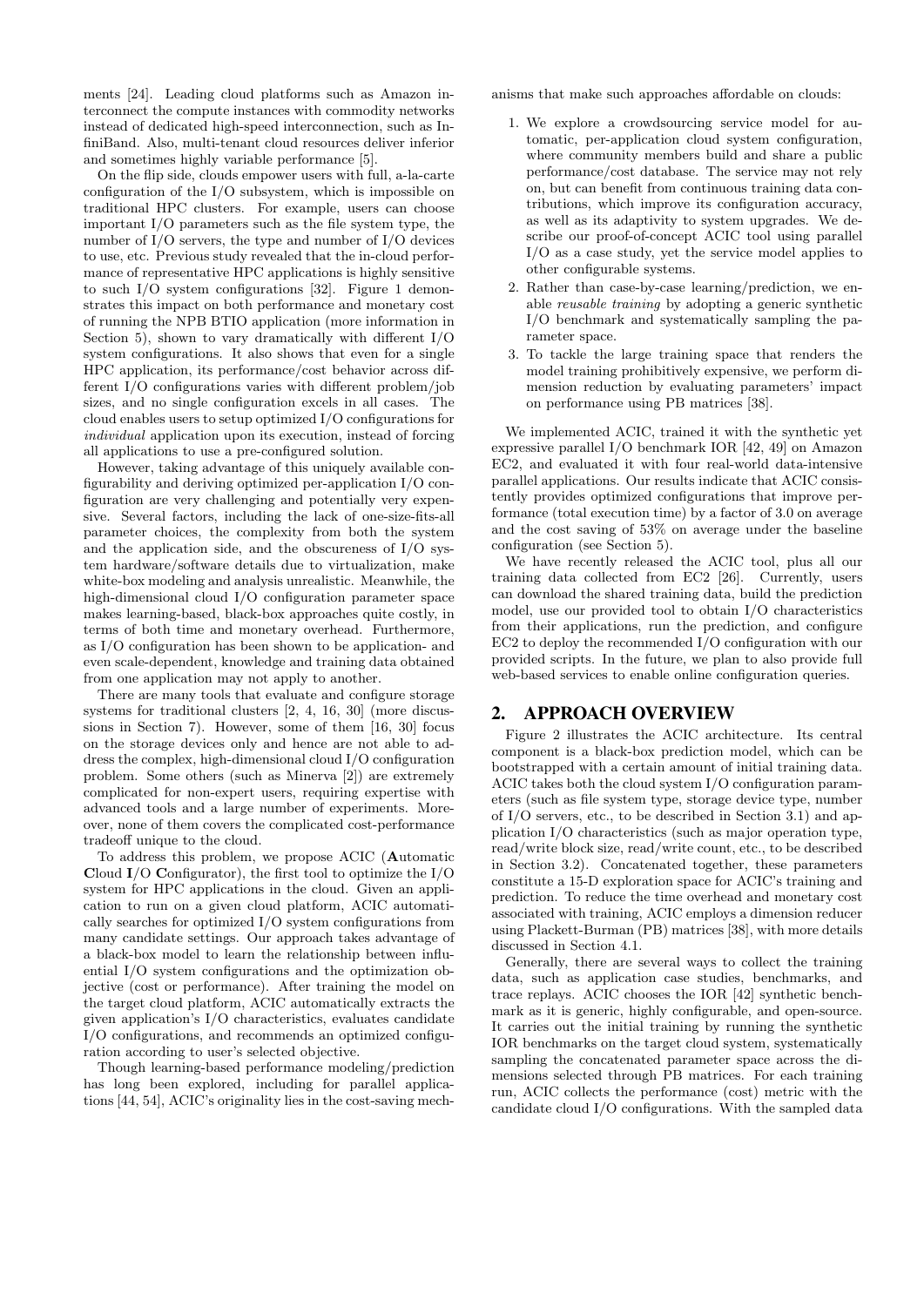ments [24]. Leading cloud platforms such as Amazon interconnect the compute instances with commodity networks instead of dedicated high-speed interconnection, such as InfiniBand. Also, multi-tenant cloud resources deliver inferior and sometimes highly variable performance [5].

On the flip side, clouds empower users with full, a-la-carte configuration of the I/O subsystem, which is impossible on traditional HPC clusters. For example, users can choose important I/O parameters such as the file system type, the number of I/O servers, the type and number of I/O devices to use, etc. Previous study revealed that the in-cloud performance of representative HPC applications is highly sensitive to such I/O system configurations [32]. Figure 1 demonstrates this impact on both performance and monetary cost of running the NPB BTIO application (more information in Section 5), shown to vary dramatically with different I/O system configurations. It also shows that even for a single HPC application, its performance/cost behavior across different I/O configurations varies with different problem/job sizes, and no single configuration excels in all cases. The cloud enables users to setup optimized I/O configurations for *individual* application upon its execution, instead of forcing all applications to use a pre-configured solution.

However, taking advantage of this uniquely available configurability and deriving optimized per-application I/O configuration are very challenging and potentially very expensive. Several factors, including the lack of one-size-fits-all parameter choices, the complexity from both the system and the application side, and the obscureness of I/O system hardware/software details due to virtualization, make white-box modeling and analysis unrealistic. Meanwhile, the high-dimensional cloud I/O configuration parameter space makes learning-based, black-box approaches quite costly, in terms of both time and monetary overhead. Furthermore, as I/O configuration has been shown to be application- and even scale-dependent, knowledge and training data obtained from one application may not apply to another.

There are many tools that evaluate and configure storage systems for traditional clusters [2, 4, 16, 30] (more discussions in Section 7). However, some of them [16, 30] focus on the storage devices only and hence are not able to address the complex, high-dimensional cloud I/O configuration problem. Some others (such as Minerva [2]) are extremely complicated for non-expert users, requiring expertise with advanced tools and a large number of experiments. Moreover, none of them covers the complicated cost-performance tradeoff unique to the cloud.

To address this problem, we propose ACIC (**A**utomatic **C**loud **I**/O **C**onfigurator), the first tool to optimize the I/O system for HPC applications in the cloud. Given an application to run on a given cloud platform, ACIC automatically searches for optimized I/O system configurations from many candidate settings. Our approach takes advantage of a black-box model to learn the relationship between influential I/O system configurations and the optimization objective (cost or performance). After training the model on the target cloud platform, ACIC automatically extracts the given application's I/O characteristics, evaluates candidate I/O configurations, and recommends an optimized configuration according to user's selected objective.

Though learning-based performance modeling/prediction has long been explored, including for parallel applications [44, 54], ACIC's originality lies in the cost-saving mechanisms that make such approaches affordable on clouds:

1. We explore a crowdsourcing service model for automatic, per-application cloud system configuration, where community members build and share a public performance/cost database. The service may not rely on, but can benefit from continuous training data contributions, which improve its configuration accuracy, as well as its adaptivity to system upgrades. We describe our proof-of-concept ACIC tool using parallel I/O as a case study, yet the service model applies to other configurable systems.
2. Rather than case-by-case learning/prediction, we enable *reusable training* by adopting a generic synthetic I/O benchmark and systematically sampling the parameter space.
3. To tackle the large training space that renders the model training prohibitively expensive, we perform dimension reduction by evaluating parameters' impact on performance using PB matrices [38].

We implemented ACIC, trained it with the synthetic yet expressive parallel I/O benchmark IOR [42, 49] on Amazon EC2, and evaluated it with four real-world data-intensive parallel applications. Our results indicate that ACIC consistently provides optimized configurations that improve performance (total execution time) by a factor of 3.0 on average and the cost saving of 53% on average under the baseline configuration (see Section 5).

We have recently released the ACIC tool, plus all our training data collected from EC2 [26]. Currently, users can download the shared training data, build the prediction model, use our provided tool to obtain I/O characteristics from their applications, run the prediction, and configure EC2 to deploy the recommended I/O configuration with our provided scripts. In the future, we plan to also provide full web-based services to enable online configuration queries.

## 2. APPROACH OVERVIEW

Figure 2 illustrates the ACIC architecture. Its central component is a black-box prediction model, which can be bootstrapped with a certain amount of initial training data. ACIC takes both the cloud system I/O configuration parameters (such as file system type, storage device type, number of I/O servers, etc., to be described in Section 3.1) and application I/O characteristics (such as major operation type, read/write block size, read/write count, etc., to be described in Section 3.2). Concatenated together, these parameters constitute a 15-D exploration space for ACIC's training and prediction. To reduce the time overhead and monetary cost associated with training, ACIC employs a dimension reducer using Plackett-Burman (PB) matrices [38], with more details discussed in Section 4.1.

Generally, there are several ways to collect the training data, such as application case studies, benchmarks, and trace replays. ACIC chooses the IOR [42] synthetic benchmark as it is generic, highly configurable, and open-source. It carries out the initial training by running the synthetic IOR benchmarks on the target cloud system, systematically sampling the concatenated parameter space across the dimensions selected through PB matrices. For each training run, ACIC collects the performance (cost) metric with the candidate cloud I/O configurations. With the sampled data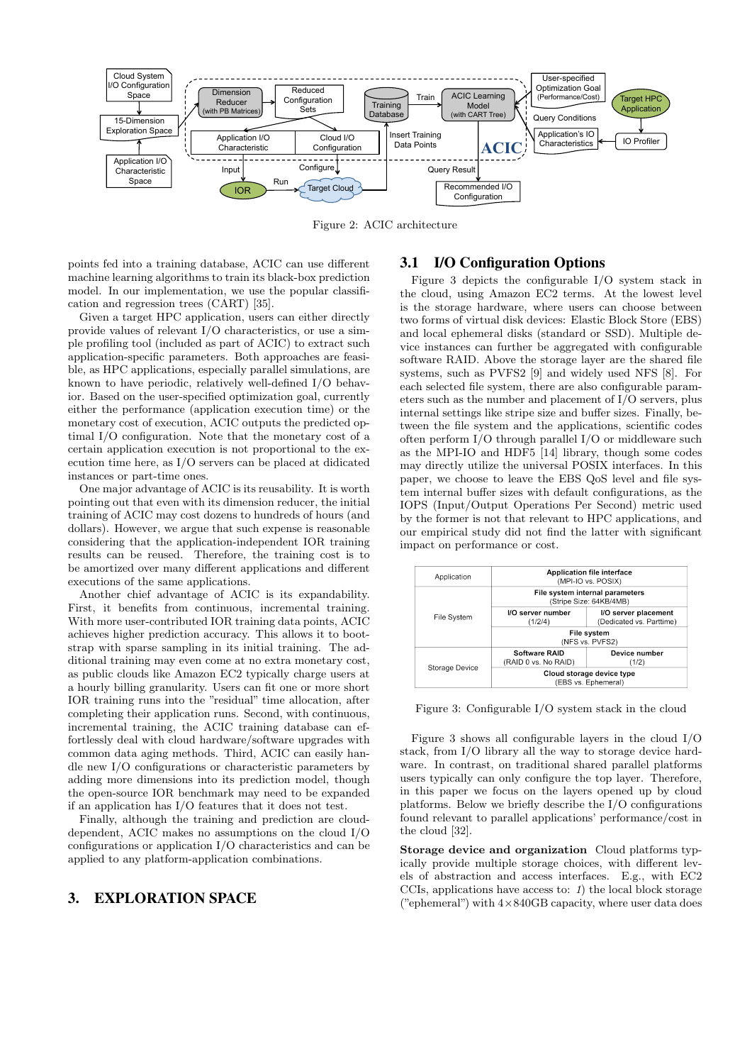Figure 2: ACIC architecture

points fed into a training database, ACIC can use different machine learning algorithms to train its black-box prediction model. In our implementation, we use the popular classification and regression trees (CART) [35].

Given a target HPC application, users can either directly provide values of relevant I/O characteristics, or use a simple profiling tool (included as part of ACIC) to extract such application-specific parameters. Both approaches are feasible, as HPC applications, especially parallel simulations, are known to have periodic, relatively well-defined I/O behavior. Based on the user-specified optimization goal, currently either the performance (application execution time) or the monetary cost of execution, ACIC outputs the predicted optimal I/O configuration. Note that the monetary cost of a certain application execution is not proportional to the execution time here, as I/O servers can be placed at didicated instances or part-time ones.

One major advantage of ACIC is its reusability. It is worth pointing out that even with its dimension reducer, the initial training of ACIC may cost dozens to hundreds of hours (and dollars). However, we argue that such expense is reasonable considering that the application-independent IOR training results can be reused. Therefore, the training cost is to be amortized over many different applications and different executions of the same applications.

Another chief advantage of ACIC is its expandability. First, it benefits from continuous, incremental training. With more user-contributed IOR training data points, ACIC achieves higher prediction accuracy. This allows it to bootstrap with sparse sampling in its initial training. The additional training may even come at no extra monetary cost, as public clouds like Amazon EC2 typically charge users at a hourly billing granularity. Users can fit one or more short IOR training runs into the "residual" time allocation, after completing their application runs. Second, with continuous, incremental training, the ACIC training database can effortlessly deal with cloud hardware/software upgrades with common data aging methods. Third, ACIC can easily handle new I/O configurations or characteristic parameters by adding more dimensions into its prediction model, though the open-source IOR benchmark may need to be expanded if an application has I/O features that it does not test.

Finally, although the training and prediction are cloud-dependent, ACIC makes no assumptions on the cloud I/O configurations or application I/O characteristics and can be applied to any platform-application combinations.

# 3. EXPLORATION SPACE

## 3.1 I/O Configuration Options

Figure 3 depicts the configurable I/O system stack in the cloud, using Amazon EC2 terms. At the lowest level is the storage hardware, where users can choose between two forms of virtual disk devices: Elastic Block Store (EBS) and local ephemeral disks (standard or SSD). Multiple device instances can further be aggregated with configurable software RAID. Above the storage layer are the shared file systems, such as PVFS2 [9] and widely used NFS [8]. For each selected file system, there are also configurable parameters such as the number and placement of I/O servers, plus internal settings like stripe size and buffer sizes. Finally, between the file system and the applications, scientific codes often perform I/O through parallel I/O or middleware such as the MPI-IO and HDF5 [14] library, though some codes may directly utilize the universal POSIX interfaces. In this paper, we choose to leave the EBS QoS level and file system internal buffer sizes with default configurations, as the IOPS (Input/Output Operations Per Second) metric used by the former is not that relevant to HPC applications, and our empirical study did not find the latter with significant impact on performance or cost.

| Layer | | |
|---|---|---|
| Application | Application file interface (MPI-IO vs. POSIX) | |
| File System | File system internal parameters (Stripe Size: 64KB/4MB) | |
| | I/O server number (1/2/4) | I/O server placement (Dedicated vs. Parttime) |
| | File system (NFS vs. PVFS2) | |
| Storage Device | Software RAID (RAID 0 vs. No RAID) | Device number (1/2) |
| | Cloud storage device type (EBS vs. Ephemeral) | |

Figure 3: Configurable I/O system stack in the cloud

Figure 3 shows all configurable layers in the cloud I/O stack, from I/O library all the way to storage device hardware. In contrast, on traditional shared parallel platforms users typically can only configure the top layer. Therefore, in this paper we focus on the layers opened up by cloud platforms. Below we briefly describe the I/O configurations found relevant to parallel applications' performance/cost in the cloud [32].

**Storage device and organization** Cloud platforms typically provide multiple storage choices, with different levels of abstraction and access interfaces. E.g., with EC2 CCIs, applications have access to: *1*) the local block storage ("ephemeral") with 4×840GB capacity, where user data does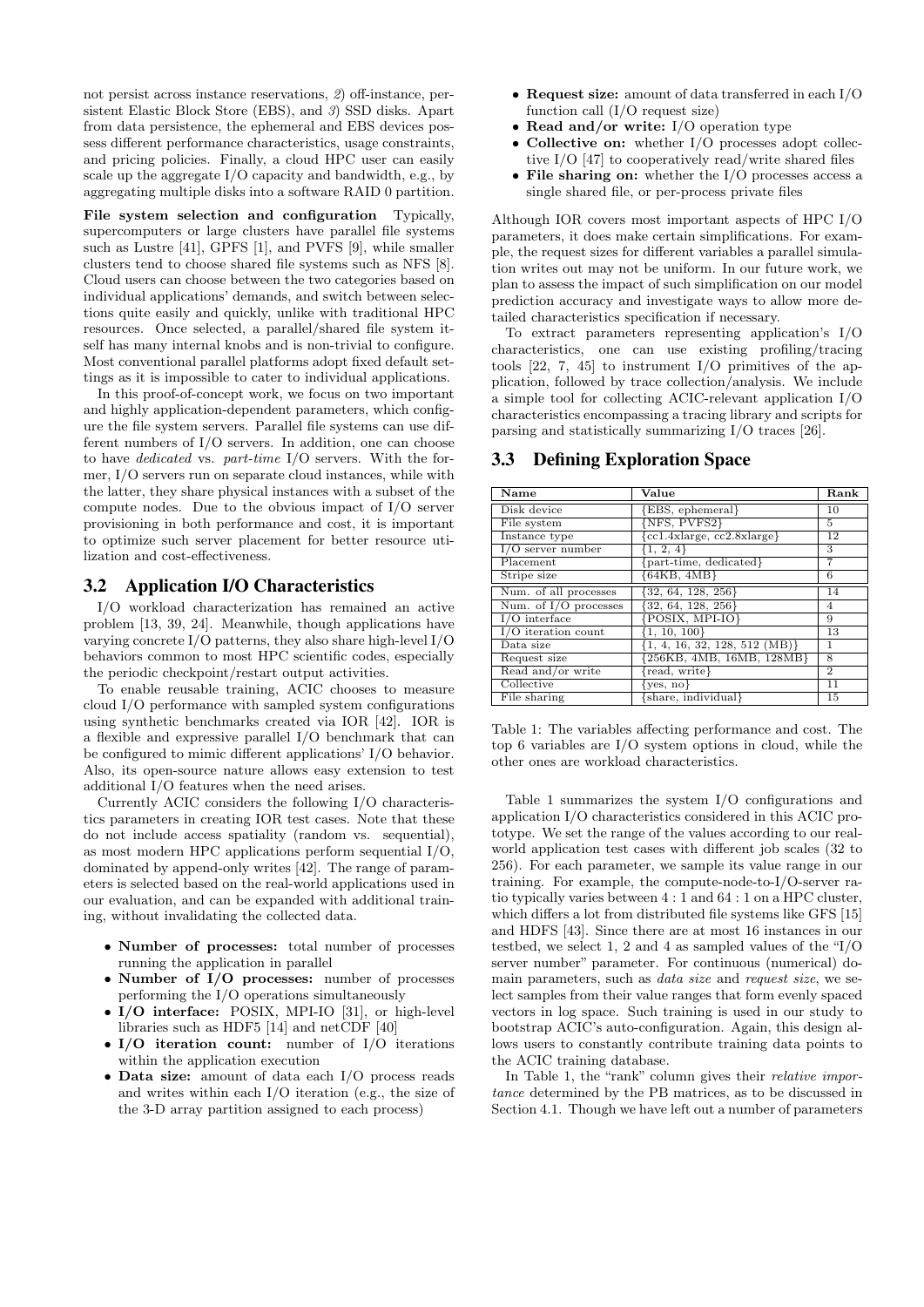not persist across instance reservations, *2*) off-instance, persistent Elastic Block Store (EBS), and *3*) SSD disks. Apart from data persistence, the ephemeral and EBS devices possess different performance characteristics, usage constraints, and pricing policies. Finally, a cloud HPC user can easily scale up the aggregate I/O capacity and bandwidth, e.g., by aggregating multiple disks into a software RAID 0 partition.

**File system selection and configuration** Typically, supercomputers or large clusters have parallel file systems such as Lustre [41], GPFS [1], and PVFS [9], while smaller clusters tend to choose shared file systems such as NFS [8]. Cloud users can choose between the two categories based on individual applications' demands, and switch between selections quite easily and quickly, unlike with traditional HPC resources. Once selected, a parallel/shared file system itself has many internal knobs and is non-trivial to configure. Most conventional parallel platforms adopt fixed default settings as it is impossible to cater to individual applications.

In this proof-of-concept work, we focus on two important and highly application-dependent parameters, which configure the file system servers. Parallel file systems can use different numbers of I/O servers. In addition, one can choose to have *dedicated* vs. *part-time* I/O servers. With the former, I/O servers run on separate cloud instances, while with the latter, they share physical instances with a subset of the compute nodes. Due to the obvious impact of I/O server provisioning in both performance and cost, it is important to optimize such server placement for better resource utilization and cost-effectiveness.

## 3.2 Application I/O Characteristics

I/O workload characterization has remained an active problem [13, 39, 24]. Meanwhile, though applications have varying concrete I/O patterns, they also share high-level I/O behaviors common to most HPC scientific codes, especially the periodic checkpoint/restart output activities.

To enable reusable training, ACIC chooses to measure cloud I/O performance with sampled system configurations using synthetic benchmarks created via IOR [42]. IOR is a flexible and expressive parallel I/O benchmark that can be configured to mimic different applications' I/O behavior. Also, its open-source nature allows easy extension to test additional I/O features when the need arises.

Currently ACIC considers the following I/O characteristics parameters in creating IOR test cases. Note that these do not include access spatiality (random vs. sequential), as most modern HPC applications perform sequential I/O, dominated by append-only writes [42]. The range of parameters is selected based on the real-world applications used in our evaluation, and can be expanded with additional training, without invalidating the collected data.

- **Number of processes:** total number of processes running the application in parallel
- **Number of I/O processes:** number of processes performing the I/O operations simultaneously
- **I/O interface:** POSIX, MPI-IO [31], or high-level libraries such as HDF5 [14] and netCDF [40]
- **I/O iteration count:** number of I/O iterations within the application execution
- **Data size:** amount of data each I/O process reads and writes within each I/O iteration (e.g., the size of the 3-D array partition assigned to each process)
- **Request size:** amount of data transferred in each I/O function call (I/O request size)
- **Read and/or write:** I/O operation type
- **Collective on:** whether I/O processes adopt collective I/O [47] to cooperatively read/write shared files
- **File sharing on:** whether the I/O processes access a single shared file, or per-process private files

Although IOR covers most important aspects of HPC I/O parameters, it does make certain simplifications. For example, the request sizes for different variables a parallel simulation writes out may not be uniform. In our future work, we plan to assess the impact of such simplification on our model prediction accuracy and investigate ways to allow more detailed characteristics specification if necessary.

To extract parameters representing application's I/O characteristics, one can use existing profiling/tracing tools [22, 7, 45] to instrument I/O primitives of the application, followed by trace collection/analysis. We include a simple tool for collecting ACIC-relevant application I/O characteristics encompassing a tracing library and scripts for parsing and statistically summarizing I/O traces [26].

## 3.3 Defining Exploration Space

| Name | Value | Rank |
|---|---|---|
| Disk device | {EBS, ephemeral} | 10 |
| File system | {NFS, PVFS2} | 5 |
| Instance type | {cc1.4xlarge, cc2.8xlarge} | 12 |
| I/O server number | {1, 2, 4} | 3 |
| Placement | {part-time, dedicated} | 7 |
| Stripe size | {64KB, 4MB} | 6 |
| Num. of all processes | {32, 64, 128, 256} | 14 |
| Num. of I/O processes | {32, 64, 128, 256} | 4 |
| I/O interface | {POSIX, MPI-IO} | 9 |
| I/O iteration count | {1, 10, 100} | 13 |
| Data size | {1, 4, 16, 32, 128, 512 (MB)} | 1 |
| Request size | {256KB, 4MB, 16MB, 128MB} | 8 |
| Read and/or write | {read, write} | 2 |
| Collective | {yes, no} | 11 |
| File sharing | {share, individual} | 15 |

Table 1: The variables affecting performance and cost. The top 6 variables are I/O system options in cloud, while the other ones are workload characteristics.

Table 1 summarizes the system I/O configurations and application I/O characteristics considered in this ACIC prototype. We set the range of the values according to our real-world application test cases with different job scales (32 to 256). For each parameter, we sample its value range in our training. For example, the compute-node-to-I/O-server ratio typically varies between $4:1$ and $64:1$ on a HPC cluster, which differs a lot from distributed file systems like GFS [15] and HDFS [43]. Since there are at most 16 instances in our testbed, we select 1, 2 and 4 as sampled values of the "I/O server number" parameter. For continuous (numerical) domain parameters, such as *data size* and *request size*, we select samples from their value ranges that form evenly spaced vectors in log space. Such training is used in our study to bootstrap ACIC's auto-configuration. Again, this design allows users to constantly contribute training data points to the ACIC training database.

In Table 1, the "rank" column gives their *relative importance* determined by the PB matrices, as to be discussed in Section 4.1. Though we have left out a number of parameters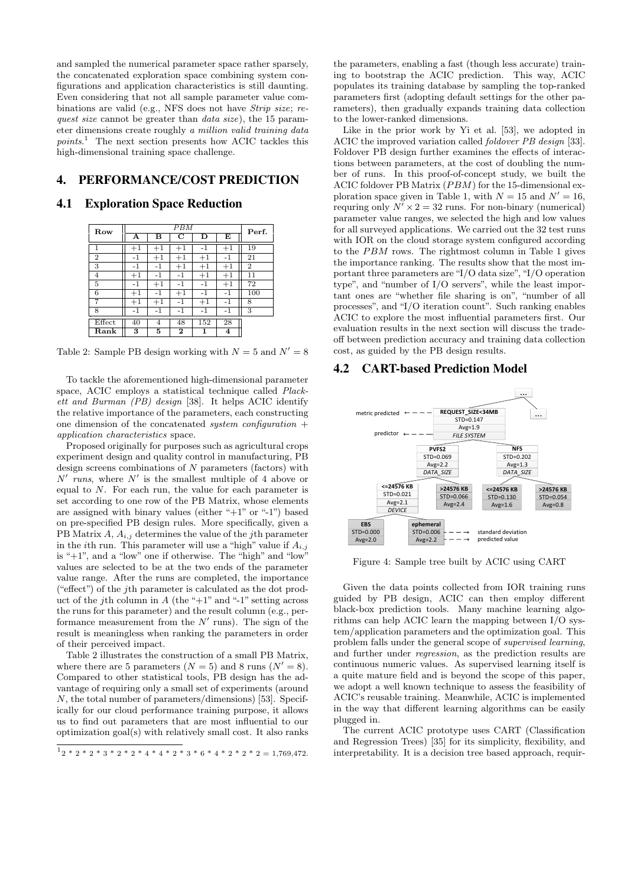and sampled the numerical parameter space rather sparsely, the concatenated exploration space combining system configurations and application characteristics is still daunting. Even considering that not all sample parameter value combinations are valid (e.g., NFS does not have *Strip size*; *request size* cannot be greater than *data size*), the 15 parameter dimensions create roughly *a million valid training data points*.[1] The next section presents how ACIC tackles this high-dimensional training space challenge.

## 4. PERFORMANCE/COST PREDICTION

### 4.1 Exploration Space Reduction

| Row | *PBM* | | | | | Perf. |
|---|---|---|---|---|---|---|
| | **A** | **B** | **C** | **D** | **E** | |
| 1 | +1 | +1 | +1 | -1 | +1 | 19 |
| 2 | -1 | +1 | +1 | +1 | -1 | 21 |
| 3 | -1 | -1 | +1 | +1 | +1 | 2 |
| 4 | +1 | -1 | -1 | +1 | +1 | 11 |
| 5 | -1 | +1 | -1 | -1 | +1 | 72 |
| 6 | +1 | -1 | +1 | -1 | -1 | 100 |
| 7 | +1 | +1 | -1 | +1 | -1 | 8 |
| 8 | -1 | -1 | -1 | -1 | -1 | 3 |
| Effect | 40 | 4 | 48 | 152 | 28 | |
| **Rank** | **3** | **5** | **2** | **1** | **4** | |

Table 2: Sample PB design working with $N = 5$ and $N' = 8$

To tackle the aforementioned high-dimensional parameter space, ACIC employs a statistical technique called *Plackett and Burman (PB) design* [38]. It helps ACIC identify the relative importance of the parameters, each constructing one dimension of the concatenated *system configuration + application characteristics* space.

Proposed originally for purposes such as agricultural crops experiment design and quality control in manufacturing, PB design screens combinations of $N$ parameters (factors) with $N'$ *runs*, where $N'$ is the smallest multiple of 4 above or equal to $N$. For each run, the value for each parameter is set according to one row of the PB Matrix, whose elements are assigned with binary values (either "+1" or "-1") based on pre-specified PB design rules. More specifically, given a PB Matrix $A$, $A_{i,j}$ determines the value of the $j$th parameter in the $i$th run. This parameter will use a "high" value if $A_{i,j}$ is "+1", and a "low" one if otherwise. The "high" and "low" values are selected to be at the two ends of the parameter value range. After the runs are completed, the importance ("effect") of the $j$th parameter is calculated as the dot product of the $j$th column in $A$ (the "+1" and "-1" setting across the runs for this parameter) and the result column (e.g., performance measurement from the $N'$ runs). The sign of the result is meaningless when ranking the parameters in order of their perceived impact.

Table 2 illustrates the construction of a small PB Matrix, where there are 5 parameters ($N = 5$) and 8 runs ($N' = 8$). Compared to other statistical tools, PB design has the advantage of requiring only a small set of experiments (around $N$, the total number of parameters/dimensions) [53]. Specifically for our cloud performance training purpose, it allows us to find out parameters that are most influential to our optimization goal(s) with relatively small cost. It also ranks the parameters, enabling a fast (though less accurate) training to bootstrap the ACIC prediction. This way, ACIC populates its training database by sampling the top-ranked parameters first (adopting default settings for the other parameters), then gradually expands training data collection to the lower-ranked dimensions.

Like in the prior work by Yi et al. [53], we adopted in ACIC the improved variation called *foldover PB design* [33]. Foldover PB design further examines the effects of interactions between parameters, at the cost of doubling the number of runs. In this proof-of-concept study, we built the ACIC foldover PB Matrix ($PBM$) for the 15-dimensional exploration space given in Table 1, with $N = 15$ and $N' = 16$, requring only $N' \times 2 = 32$ runs. For non-binary (numerical) parameter value ranges, we selected the high and low values for all surveyed applications. We carried out the 32 test runs with IOR on the cloud storage system configured according to the $PBM$ rows. The rightmost column in Table 1 gives the importance ranking. The results show that the most important three parameters are "I/O data size", "I/O operation type", and "number of I/O servers", while the least important ones are "whether file sharing is on", "number of all processes", and "I/O iteration count". Such ranking enables ACIC to explore the most influential parameters first. Our evaluation results in the next section will discuss the tradeoff between prediction accuracy and training data collection cost, as guided by the PB design results.

### 4.2 CART-based Prediction Model

Figure 4: Sample tree built by ACIC using CART

Given the data points collected from IOR training runs guided by PB design, ACIC can then employ different black-box prediction tools. Many machine learning algorithms can help ACIC learn the mapping between I/O system/application parameters and the optimization goal. This problem falls under the general scope of *supervised learning*, and further under *regression*, as the prediction results are continuous numeric values. As supervised learning itself is a quite mature field and is beyond the scope of this paper, we adopt a well known technique to assess the feasibility of ACIC's reusable training. Meanwhile, ACIC is implemented in the way that different learning algorithms can be easily plugged in.

The current ACIC prototype uses CART (Classification and Regression Trees) [35] for its simplicity, flexibility, and interpretability. It is a decision tree based approach, requir-

[1] 2 * 2 * 2 * 3 * 2 * 2 * 4 * 4 * 2 * 3 * 6 * 4 * 2 * 2 * 2 = 1,769,472.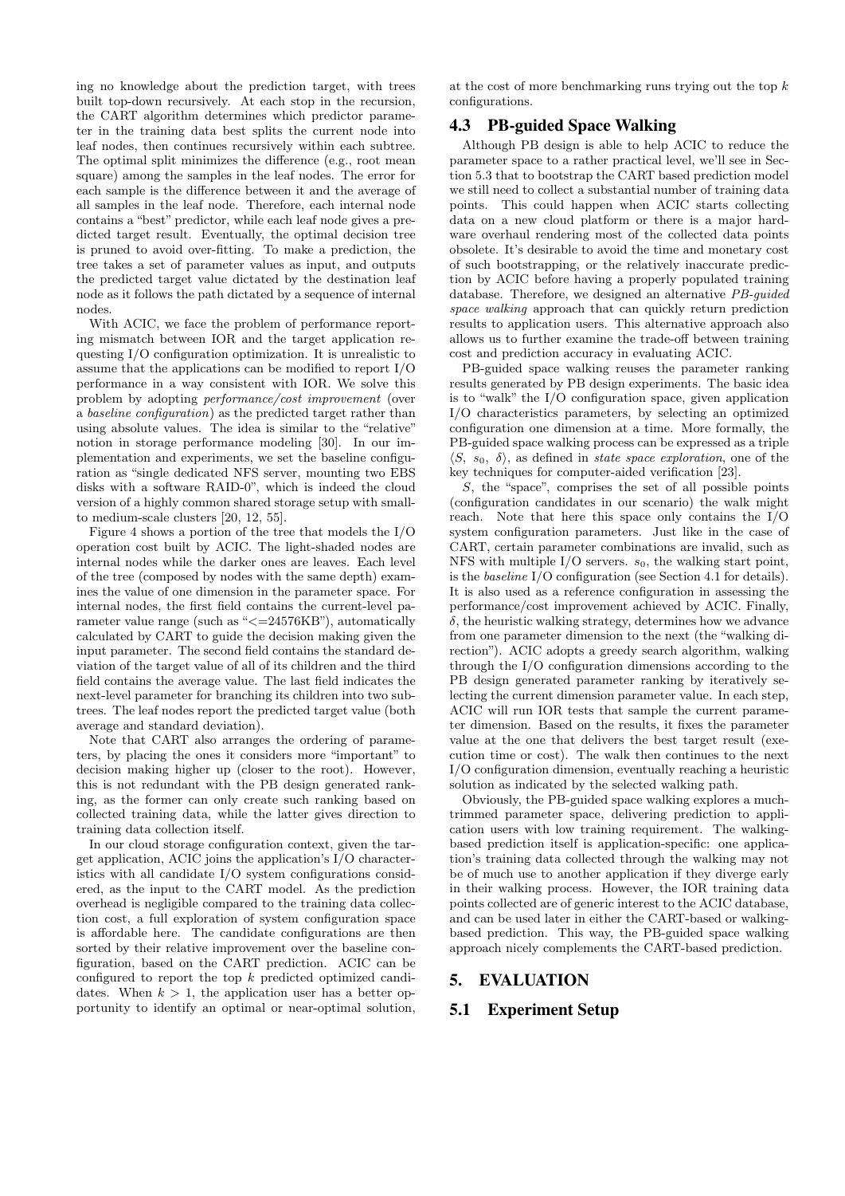ing no knowledge about the prediction target, with trees built top-down recursively. At each stop in the recursion, the CART algorithm determines which predictor parameter in the training data best splits the current node into leaf nodes, then continues recursively within each subtree. The optimal split minimizes the difference (e.g., root mean square) among the samples in the leaf nodes. The error for each sample is the difference between it and the average of all samples in the leaf node. Therefore, each internal node contains a "best" predictor, while each leaf node gives a predicted target result. Eventually, the optimal decision tree is pruned to avoid over-fitting. To make a prediction, the tree takes a set of parameter values as input, and outputs the predicted target value dictated by the destination leaf node as it follows the path dictated by a sequence of internal nodes.

With ACIC, we face the problem of performance reporting mismatch between IOR and the target application requesting I/O configuration optimization. It is unrealistic to assume that the applications can be modified to report I/O performance in a way consistent with IOR. We solve this problem by adopting *performance/cost improvement* (over a *baseline configuration*) as the predicted target rather than using absolute values. The idea is similar to the "relative" notion in storage performance modeling [30]. In our implementation and experiments, we set the baseline configuration as "single dedicated NFS server, mounting two EBS disks with a software RAID-0", which is indeed the cloud version of a highly common shared storage setup with small- to medium-scale clusters [20, 12, 55].

Figure 4 shows a portion of the tree that models the I/O operation cost built by ACIC. The light-shaded nodes are internal nodes while the darker ones are leaves. Each level of the tree (composed by nodes with the same depth) examines the value of one dimension in the parameter space. For internal nodes, the first field contains the current-level parameter value range (such as "<=24576KB"), automatically calculated by CART to guide the decision making given the input parameter. The second field contains the standard deviation of the target value of all of its children and the third field contains the average value. The last field indicates the next-level parameter for branching its children into two subtrees. The leaf nodes report the predicted target value (both average and standard deviation).

Note that CART also arranges the ordering of parameters, by placing the ones it considers more "important" to decision making higher up (closer to the root). However, this is not redundant with the PB design generated ranking, as the former can only create such ranking based on collected training data, while the latter gives direction to training data collection itself.

In our cloud storage configuration context, given the target application, ACIC joins the application's I/O characteristics with all candidate I/O system configurations considered, as the input to the CART model. As the prediction overhead is negligible compared to the training data collection cost, a full exploration of system configuration space is affordable here. The candidate configurations are then sorted by their relative improvement over the baseline configuration, based on the CART prediction. ACIC can be configured to report the top $k$ predicted optimized candidates. When $k > 1$, the application user has a better opportunity to identify an optimal or near-optimal solution, at the cost of more benchmarking runs trying out the top $k$ configurations.

## 4.3 PB-guided Space Walking

Although PB design is able to help ACIC to reduce the parameter space to a rather practical level, we'll see in Section 5.3 that to bootstrap the CART based prediction model we still need to collect a substantial number of training data points. This could happen when ACIC starts collecting data on a new cloud platform or there is a major hardware overhaul rendering most of the collected data points obsolete. It's desirable to avoid the time and monetary cost of such bootstrapping, or the relatively inaccurate prediction by ACIC before having a properly populated training database. Therefore, we designed an alternative *PB-guided space walking* approach that can quickly return prediction results to application users. This alternative approach also allows us to further examine the trade-off between training cost and prediction accuracy in evaluating ACIC.

PB-guided space walking reuses the parameter ranking results generated by PB design experiments. The basic idea is to "walk" the I/O configuration space, given application I/O characteristics parameters, by selecting an optimized configuration one dimension at a time. More formally, the PB-guided space walking process can be expressed as a triple $\langle S,\ s_0,\ \delta \rangle$, as defined in *state space exploration*, one of the key techniques for computer-aided verification [23].

$S$, the "space", comprises the set of all possible points (configuration candidates in our scenario) the walk might reach. Note that here this space only contains the I/O system configuration parameters. Just like in the case of CART, certain parameter combinations are invalid, such as NFS with multiple I/O servers. $s_0$, the walking start point, is the *baseline* I/O configuration (see Section 4.1 for details). It is also used as a reference configuration in assessing the performance/cost improvement achieved by ACIC. Finally, $\delta$, the heuristic walking strategy, determines how we advance from one parameter dimension to the next (the "walking direction"). ACIC adopts a greedy search algorithm, walking through the I/O configuration dimensions according to the PB design generated parameter ranking by iteratively selecting the current dimension parameter value. In each step, ACIC will run IOR tests that sample the current parameter dimension. Based on the results, it fixes the parameter value at the one that delivers the best target result (execution time or cost). The walk then continues to the next I/O configuration dimension, eventually reaching a heuristic solution as indicated by the selected walking path.

Obviously, the PB-guided space walking explores a much-trimmed parameter space, delivering prediction to application users with low training requirement. The walking-based prediction itself is application-specific: one application's training data collected through the walking may not be of much use to another application if they diverge early in their walking process. However, the IOR training data points collected are of generic interest to the ACIC database, and can be used later in either the CART-based or walking-based prediction. This way, the PB-guided space walking approach nicely complements the CART-based prediction.

# 5. EVALUATION

## 5.1 Experiment Setup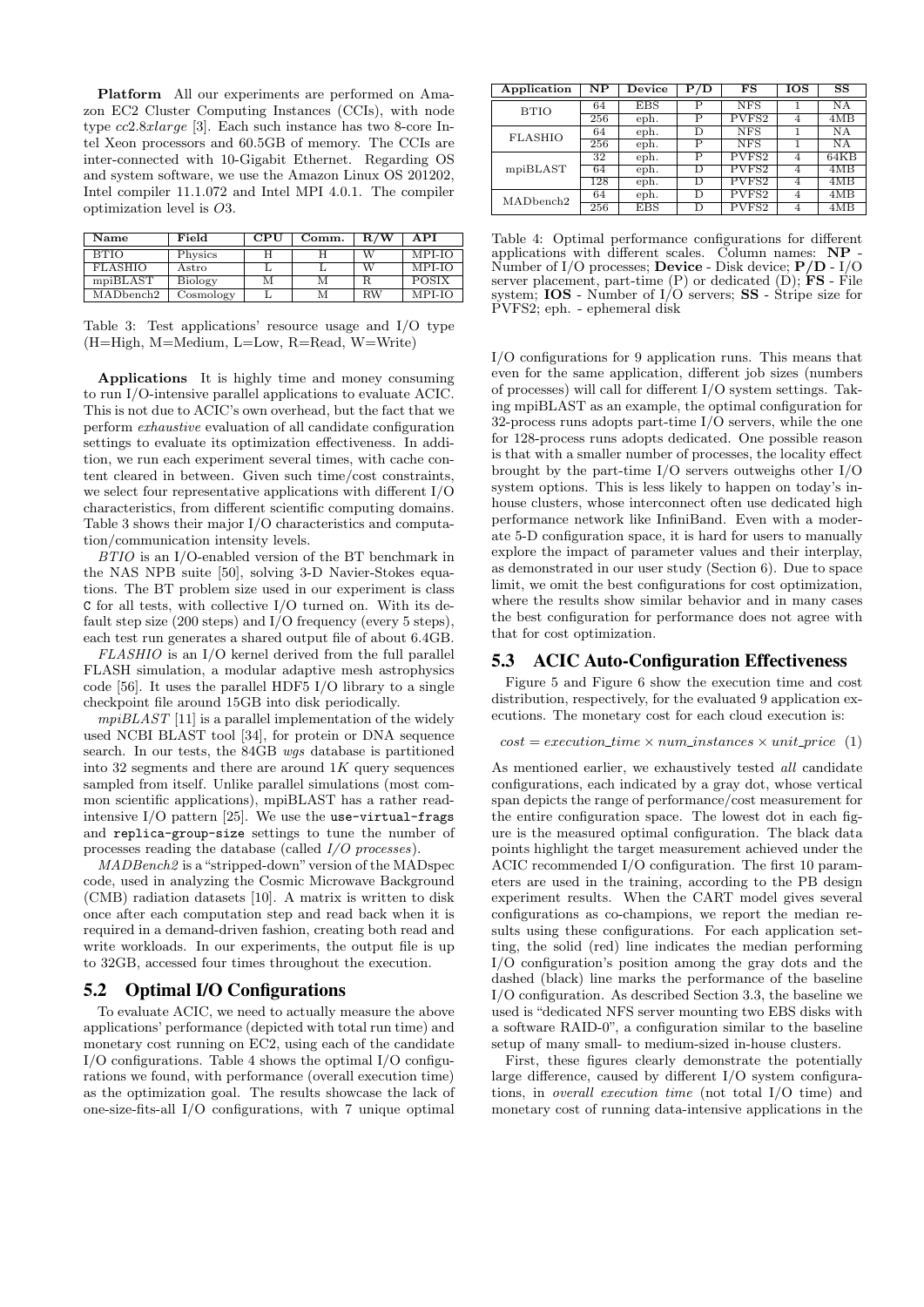**Platform** All our experiments are performed on Amazon EC2 Cluster Computing Instances (CCIs), with node type *cc2.8xlarge* [3]. Each such instance has two 8-core Intel Xeon processors and 60.5GB of memory. The CCIs are inter-connected with 10-Gigabit Ethernet. Regarding OS and system software, we use the Amazon Linux OS 201202, Intel compiler 11.1.072 and Intel MPI 4.0.1. The compiler optimization level is *O*3.

| Name | Field | CPU | Comm. | R/W | API |
|---|---|---|---|---|---|
| BTIO | Physics | H | H | W | MPI-IO |
| FLASHIO | Astro | L | L | W | MPI-IO |
| mpiBLAST | Biology | M | M | R | POSIX |
| MADbench2 | Cosmology | L | M | RW | MPI-IO |

Table 3: Test applications' resource usage and I/O type (H=High, M=Medium, L=Low, R=Read, W=Write)

**Applications** It is highly time and money consuming to run I/O-intensive parallel applications to evaluate ACIC. This is not due to ACIC's own overhead, but the fact that we perform *exhaustive* evaluation of all candidate configuration settings to evaluate its optimization effectiveness. In addition, we run each experiment several times, with cache content cleared in between. Given such time/cost constraints, we select four representative applications with different I/O characteristics, from different scientific computing domains. Table 3 shows their major I/O characteristics and computation/communication intensity levels.

*BTIO* is an I/O-enabled version of the BT benchmark in the NAS NPB suite [50], solving 3-D Navier-Stokes equations. The BT problem size used in our experiment is class C for all tests, with collective I/O turned on. With its default step size (200 steps) and I/O frequency (every 5 steps), each test run generates a shared output file of about 6.4GB.

*FLASHIO* is an I/O kernel derived from the full parallel FLASH simulation, a modular adaptive mesh astrophysics code [56]. It uses the parallel HDF5 I/O library to a single checkpoint file around 15GB into disk periodically.

*mpiBLAST* [11] is a parallel implementation of the widely used NCBI BLAST tool [34], for protein or DNA sequence search. In our tests, the 84GB *wgs* database is partitioned into 32 segments and there are around 1*K* query sequences sampled from itself. Unlike parallel simulations (most common scientific applications), mpiBLAST has a rather read-intensive I/O pattern [25]. We use the `use-virtual-frags` and `replica-group-size` settings to tune the number of processes reading the database (called *I/O processes*).

*MADBench2* is a "stripped-down" version of the MADspec code, used in analyzing the Cosmic Microwave Background (CMB) radiation datasets [10]. A matrix is written to disk once after each computation step and read back when it is required in a demand-driven fashion, creating both read and write workloads. In our experiments, the output file is up to 32GB, accessed four times throughout the execution.

## 5.2 Optimal I/O Configurations

To evaluate ACIC, we need to actually measure the above applications' performance (depicted with total run time) and monetary cost running on EC2, using each of the candidate I/O configurations. Table 4 shows the optimal I/O configurations we found, with performance (overall execution time) as the optimization goal. The results showcase the lack of one-size-fits-all I/O configurations, with 7 unique optimal I/O configurations for 9 application runs. This means that even for the same application, different job sizes (numbers of processes) will call for different I/O system settings. Taking mpiBLAST as an example, the optimal configuration for 32-process runs adopts part-time I/O servers, while the one for 128-process runs adopts dedicated. One possible reason is that with a smaller number of processes, the locality effect brought by the part-time I/O servers outweighs other I/O system options. This is less likely to happen on today's in-house clusters, whose interconnect often use dedicated high performance network like InfiniBand. Even with a moderate 5-D configuration space, it is hard for users to manually explore the impact of parameter values and their interplay, as demonstrated in our user study (Section 6). Due to space limit, we omit the best configurations for cost optimization, where the results show similar behavior and in many cases the best configuration for performance does not agree with that for cost optimization.

| Application | NP | Device | P/D | FS | IOS | SS |
|---|---|---|---|---|---|---|
| BTIO | 64 | EBS | P | NFS | 1 | NA |
| | 256 | eph. | P | PVFS2 | 4 | 4MB |
| FLASHIO | 64 | eph. | D | NFS | 1 | NA |
| | 256 | eph. | P | NFS | 1 | NA |
| mpiBLAST | 32 | eph. | P | PVFS2 | 4 | 64KB |
| | 64 | eph. | D | PVFS2 | 4 | 4MB |
| | 128 | eph. | D | PVFS2 | 4 | 4MB |
| MADbench2 | 64 | eph. | D | PVFS2 | 4 | 4MB |
| | 256 | EBS | D | PVFS2 | 4 | 4MB |

Table 4: Optimal performance configurations for different applications with different scales. Column names: **NP** - Number of I/O processes; **Device** - Disk device; **P/D** - I/O server placement, part-time (P) or dedicated (D); **FS** - File system; **IOS** - Number of I/O servers; **SS** - Stripe size for PVFS2; eph. - ephemeral disk

## 5.3 ACIC Auto-Configuration Effectiveness

Figure 5 and Figure 6 show the execution time and cost distribution, respectively, for the evaluated 9 application executions. The monetary cost for each cloud execution is:

$$cost = execution\_time \times num\_instances \times unit\_price \quad (1)$$

As mentioned earlier, we exhaustively tested *all* candidate configurations, each indicated by a gray dot, whose vertical span depicts the range of performance/cost measurement for the entire configuration space. The lowest dot in each figure is the measured optimal configuration. The black data points highlight the target measurement achieved under the ACIC recommended I/O configuration. The first 10 parameters are used in the training, according to the PB design experiment results. When the CART model gives several configurations as co-champions, we report the median results using these configurations. For each application setting, the solid (red) line indicates the median performing I/O configuration's position among the gray dots and the dashed (black) line marks the performance of the baseline I/O configuration. As described Section 3.3, the baseline we used is "dedicated NFS server mounting two EBS disks with a software RAID-0", a configuration similar to the baseline setup of many small- to medium-sized in-house clusters.

First, these figures clearly demonstrate the potentially large difference, caused by different I/O system configurations, in *overall execution time* (not total I/O time) and monetary cost of running data-intensive applications in the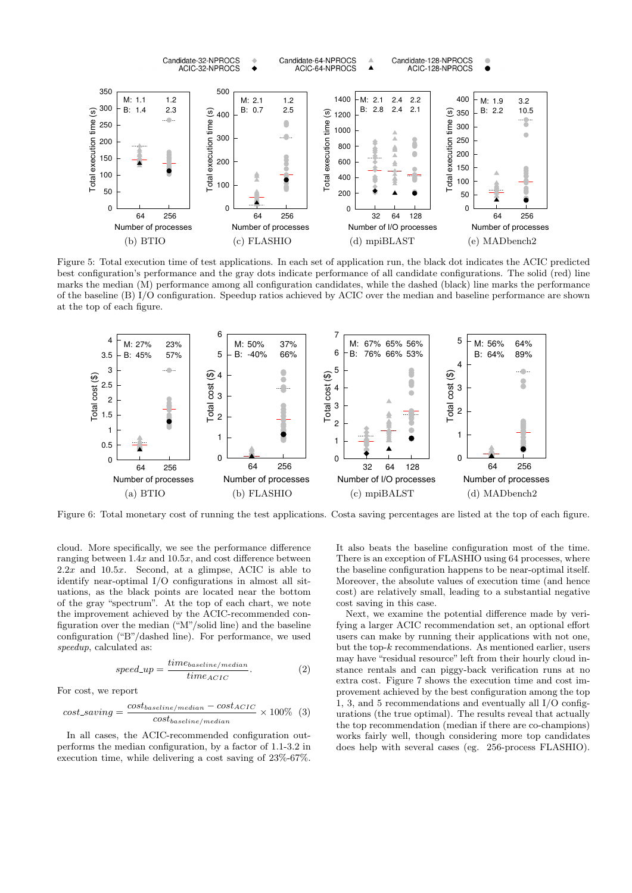Figure 5: Total execution time of test applications. In each set of application run, the black dot indicates the ACIC predicted best configuration's performance and the gray dots indicate performance of all candidate configurations. The solid (red) line marks the median (M) performance among all configuration candidates, while the dashed (black) line marks the performance of the baseline (B) I/O configuration. Speedup ratios achieved by ACIC over the median and baseline performance are shown at the top of each figure.

Figure 6: Total monetary cost of running the test applications. Costa saving percentages are listed at the top of each figure.

cloud. More specifically, we see the performance difference ranging between $1.4x$ and $10.5x$, and cost difference between $2.2x$ and $10.5x$. Second, at a glimpse, ACIC is able to identify near-optimal I/O configurations in almost all situations, as the black points are located near the bottom of the gray "spectrum". At the top of each chart, we note the improvement achieved by the ACIC-recommended configuration over the median ("M"/solid line) and the baseline configuration ("B"/dashed line). For performance, we used *speedup*, calculated as:

$$speed\_up = \frac{time_{baseline/median}}{time_{ACIC}}. \quad (2)$$

For cost, we report

$$cost\_saving = \frac{cost_{baseline/median} - cost_{ACIC}}{cost_{baseline/median}} \times 100\% \quad (3)$$

In all cases, the ACIC-recommended configuration outperforms the median configuration, by a factor of 1.1-3.2 in execution time, while delivering a cost saving of 23%-67%. It also beats the baseline configuration most of the time. There is an exception of FLASHIO using 64 processes, where the baseline configuration happens to be near-optimal itself. Moreover, the absolute values of execution time (and hence cost) are relatively small, leading to a substantial negative cost saving in this case.

Next, we examine the potential difference made by verifying a larger ACIC recommendation set, an optional effort users can make by running their applications with not one, but the top-$k$ recommendations. As mentioned earlier, users may have "residual resource" left from their hourly cloud instance rentals and can piggy-back verification runs at no extra cost. Figure 7 shows the execution time and cost improvement achieved by the best configuration among the top 1, 3, and 5 recommendations and eventually all I/O configurations (the true optimal). The results reveal that actually the top recommendation (median if there are co-champions) works fairly well, though considering more top candidates does help with several cases (eg. 256-process FLASHIO).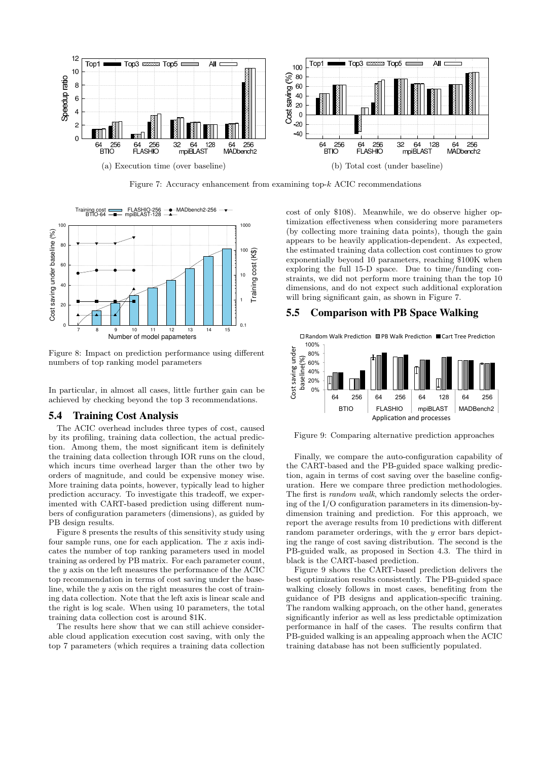Figure 7: Accuracy enhancement from examining top-$k$ ACIC recommendations

(a) Execution time (over baseline)

(b) Total cost (under baseline)

Figure 8: Impact on prediction performance using different numbers of top ranking model parameters

In particular, in almost all cases, little further gain can be achieved by checking beyond the top 3 recommendations.

## 5.4 Training Cost Analysis

The ACIC overhead includes three types of cost, caused by its profiling, training data collection, the actual prediction. Among them, the most significant item is definitely the training data collection through IOR runs on the cloud, which incurs time overhead larger than the other two by orders of magnitude, and could be expensive money wise. More training data points, however, typically lead to higher prediction accuracy. To investigate this tradeoff, we experimented with CART-based prediction using different numbers of configuration parameters (dimensions), as guided by PB design results.

Figure 8 presents the results of this sensitivity study using four sample runs, one for each application. The $x$ axis indicates the number of top ranking parameters used in model training as ordered by PB matrix. For each parameter count, the $y$ axis on the left measures the performance of the ACIC top recommendation in terms of cost saving under the baseline, while the $y$ axis on the right measures the cost of training data collection. Note that the left axis is linear scale and the right is log scale. When using 10 parameters, the total training data collection cost is around $1K.

The results here show that we can still achieve considerable cloud application execution cost saving, with only the top 7 parameters (which requires a training data collection cost of only $108). Meanwhile, we do observe higher optimization effectiveness when considering more parameters (by collecting more training data points), though the gain appears to be heavily application-dependent. As expected, the estimated training data collection cost continues to grow exponentially beyond 10 parameters, reaching $100K when exploring the full 15-D space. Due to time/funding constraints, we did not perform more training than the top 10 dimensions, and do not expect such additional exploration will bring significant gain, as shown in Figure 7.

## 5.5 Comparison with PB Space Walking

Figure 9: Comparing alternative prediction approaches

Finally, we compare the auto-configuration capability of the CART-based and the PB-guided space walking prediction, again in terms of cost saving over the baseline configuration. Here we compare three prediction methodologies. The first is *random walk*, which randomly selects the ordering of the I/O configuration parameters in its dimension-by-dimension training and prediction. For this approach, we report the average results from 10 predictions with different random parameter orderings, with the $y$ error bars depicting the range of cost saving distribution. The second is the PB-guided walk, as proposed in Section 4.3. The third in black is the CART-based prediction.

Figure 9 shows the CART-based prediction delivers the best optimization results consistently. The PB-guided space walking closely follows in most cases, benefiting from the guidance of PB designs and application-specific training. The random walking approach, on the other hand, generates significantly inferior as well as less predictable optimization performance in half of the cases. The results confirm that PB-guided walking is an appealing approach when the ACIC training database has not been sufficiently populated.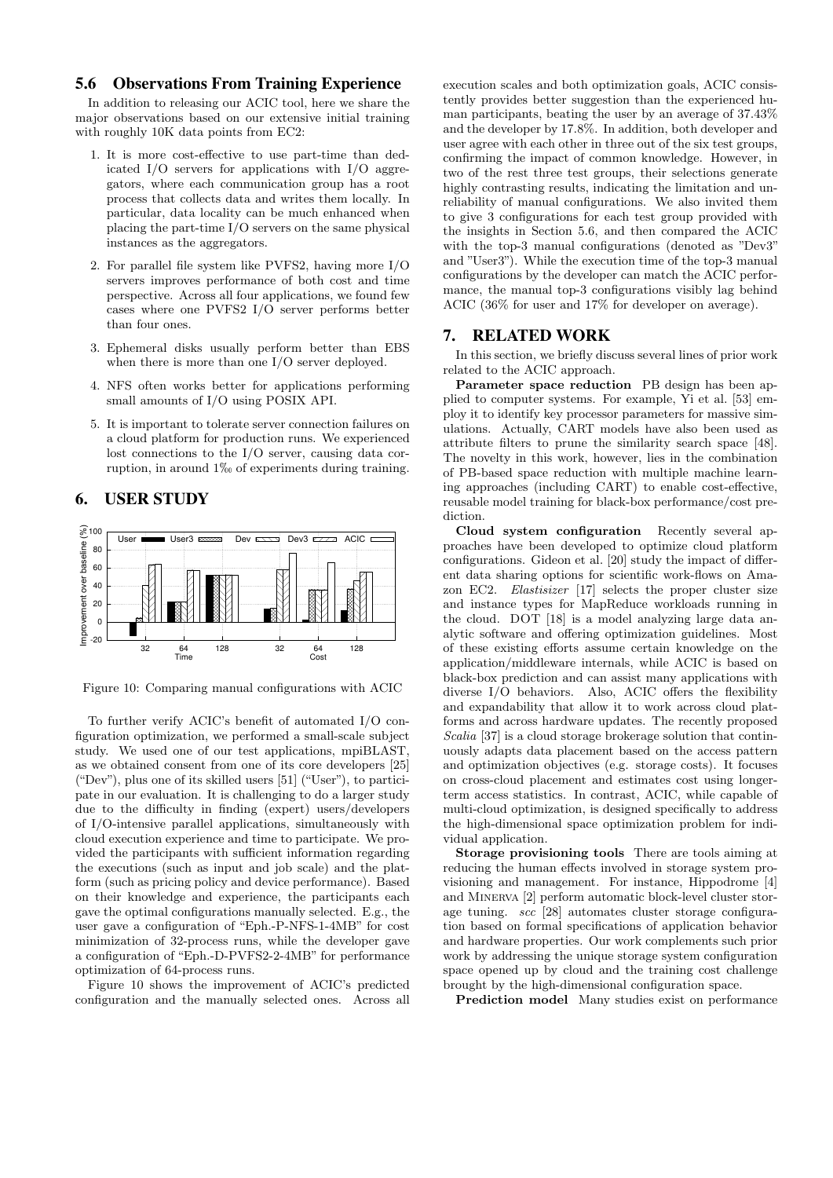### 5.6 Observations From Training Experience

In addition to releasing our ACIC tool, here we share the major observations based on our extensive initial training with roughly 10K data points from EC2:

1. It is more cost-effective to use part-time than dedicated I/O servers for applications with I/O aggregators, where each communication group has a root process that collects data and writes them locally. In particular, data locality can be much enhanced when placing the part-time I/O servers on the same physical instances as the aggregators.
2. For parallel file system like PVFS2, having more I/O servers improves performance of both cost and time perspective. Across all four applications, we found few cases where one PVFS2 I/O server performs better than four ones.
3. Ephemeral disks usually perform better than EBS when there is more than one I/O server deployed.
4. NFS often works better for applications performing small amounts of I/O using POSIX API.
5. It is important to tolerate server connection failures on a cloud platform for production runs. We experienced lost connections to the I/O server, causing data corruption, in around 1‰ of experiments during training.

## 6. USER STUDY

Figure 10: Comparing manual configurations with ACIC

To further verify ACIC's benefit of automated I/O configuration optimization, we performed a small-scale subject study. We used one of our test applications, mpiBLAST, as we obtained consent from one of its core developers [25] ("Dev"), plus one of its skilled users [51] ("User"), to participate in our evaluation. It is challenging to do a larger study due to the difficulty in finding (expert) users/developers of I/O-intensive parallel applications, simultaneously with cloud execution experience and time to participate. We provided the participants with sufficient information regarding the executions (such as input and job scale) and the platform (such as pricing policy and device performance). Based on their knowledge and experience, the participants each gave the optimal configurations manually selected. E.g., the user gave a configuration of "Eph.-P-NFS-1-4MB" for cost minimization of 32-process runs, while the developer gave a configuration of "Eph.-D-PVFS2-2-4MB" for performance optimization of 64-process runs.

Figure 10 shows the improvement of ACIC's predicted configuration and the manually selected ones. Across all execution scales and both optimization goals, ACIC consistently provides better suggestion than the experienced human participants, beating the user by an average of 37.43% and the developer by 17.8%. In addition, both developer and user agree with each other in three out of the six test groups, confirming the impact of common knowledge. However, in two of the rest three test groups, their selections generate highly contrasting results, indicating the limitation and unreliability of manual configurations. We also invited them to give 3 configurations for each test group provided with the insights in Section 5.6, and then compared the ACIC with the top-3 manual configurations (denoted as "Dev3" and "User3"). While the execution time of the top-3 manual configurations by the developer can match the ACIC performance, the manual top-3 configurations visibly lag behind ACIC (36% for user and 17% for developer on average).

## 7. RELATED WORK

In this section, we briefly discuss several lines of prior work related to the ACIC approach.

**Parameter space reduction** PB design has been applied to computer systems. For example, Yi et al. [53] employ it to identify key processor parameters for massive simulations. Actually, CART models have also been used as attribute filters to prune the similarity search space [48]. The novelty in this work, however, lies in the combination of PB-based space reduction with multiple machine learning approaches (including CART) to enable cost-effective, reusable model training for black-box performance/cost prediction.

**Cloud system configuration** Recently several approaches have been developed to optimize cloud platform configurations. Gideon et al. [20] study the impact of different data sharing options for scientific work-flows on Amazon EC2. *Elastisizer* [17] selects the proper cluster size and instance types for MapReduce workloads running in the cloud. DOT [18] is a model analyzing large data analytic software and offering optimization guidelines. Most of these existing efforts assume certain knowledge on the application/middleware internals, while ACIC is based on black-box prediction and can assist many applications with diverse I/O behaviors. Also, ACIC offers the flexibility and expandability that allow it to work across cloud platforms and across hardware updates. The recently proposed *Scalia* [37] is a cloud storage brokerage solution that continuously adapts data placement based on the access pattern and optimization objectives (e.g. storage costs). It focuses on cross-cloud placement and estimates cost using longer-term access statistics. In contrast, ACIC, while capable of multi-cloud optimization, is designed specifically to address the high-dimensional space optimization problem for individual application.

**Storage provisioning tools** There are tools aiming at reducing the human effects involved in storage system provisioning and management. For instance, Hippodrome [4] and MINERVA [2] perform automatic block-level cluster storage tuning. *scc* [28] automates cluster storage configuration based on formal specifications of application behavior and hardware properties. Our work complements such prior work by addressing the unique storage system configuration space opened up by cloud and the training cost challenge brought by the high-dimensional configuration space.

**Prediction model** Many studies exist on performance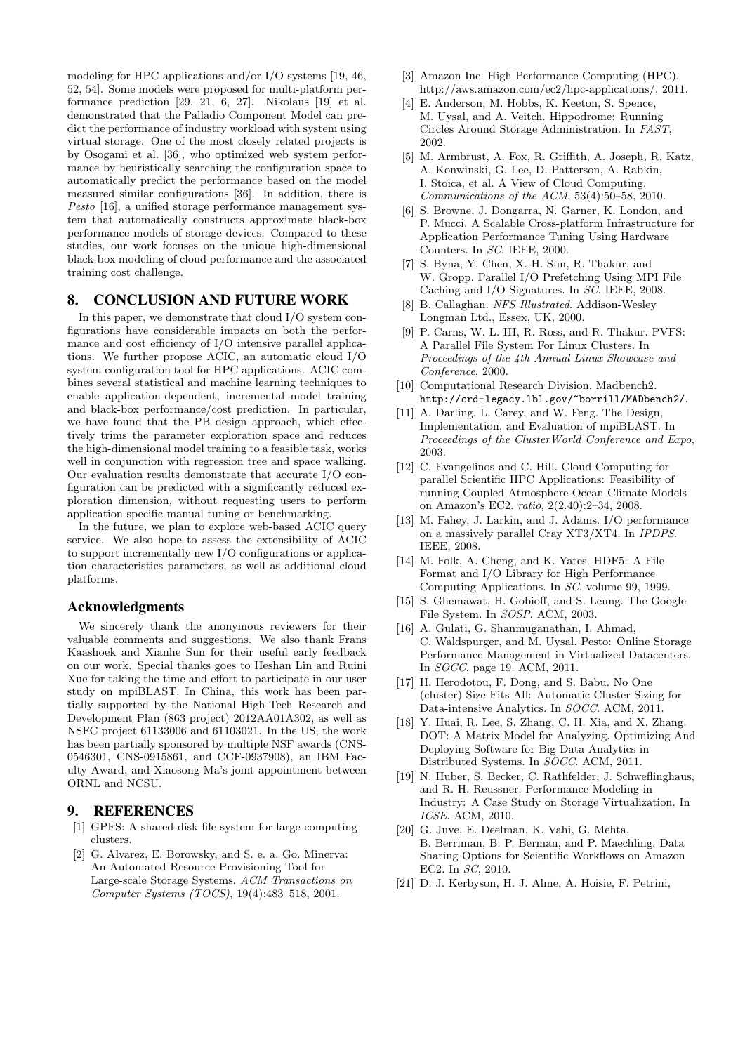modeling for HPC applications and/or I/O systems [19, 46, 52, 54]. Some models were proposed for multi-platform performance prediction [29, 21, 6, 27]. Nikolaus [19] et al. demonstrated that the Palladio Component Model can predict the performance of industry workload with system using virtual storage. One of the most closely related projects is by Osogami et al. [36], who optimized web system performance by heuristically searching the configuration space to automatically predict the performance based on the model measured similar configurations [36]. In addition, there is *Pesto* [16], a unified storage performance management system that automatically constructs approximate black-box performance models of storage devices. Compared to these studies, our work focuses on the unique high-dimensional black-box modeling of cloud performance and the associated training cost challenge.

## 8. CONCLUSION AND FUTURE WORK

In this paper, we demonstrate that cloud I/O system configurations have considerable impacts on both the performance and cost efficiency of I/O intensive parallel applications. We further propose ACIC, an automatic cloud I/O system configuration tool for HPC applications. ACIC combines several statistical and machine learning techniques to enable application-dependent, incremental model training and black-box performance/cost prediction. In particular, we have found that the PB design approach, which effectively trims the parameter exploration space and reduces the high-dimensional model training to a feasible task, works well in conjunction with regression tree and space walking. Our evaluation results demonstrate that accurate I/O configuration can be predicted with a significantly reduced exploration dimension, without requesting users to perform application-specific manual tuning or benchmarking.

In the future, we plan to explore web-based ACIC query service. We also hope to assess the extensibility of ACIC to support incrementally new I/O configurations or application characteristics parameters, as well as additional cloud platforms.

### Acknowledgments

We sincerely thank the anonymous reviewers for their valuable comments and suggestions. We also thank Frans Kaashoek and Xianhe Sun for their useful early feedback on our work. Special thanks goes to Heshan Lin and Ruini Xue for taking the time and effort to participate in our user study on mpiBLAST. In China, this work has been partially supported by the National High-Tech Research and Development Plan (863 project) 2012AA01A302, as well as NSFC project 61133006 and 61103021. In the US, the work has been partially sponsored by multiple NSF awards (CNS-0546301, CNS-0915861, and CCF-0937908), an IBM Faculty Award, and Xiaosong Ma's joint appointment between ORNL and NCSU.

## 9. REFERENCES

[1] GPFS: A shared-disk file system for large computing clusters.

[2] G. Alvarez, E. Borowsky, and S. e. a. Go. Minerva: An Automated Resource Provisioning Tool for Large-scale Storage Systems. *ACM Transactions on Computer Systems (TOCS)*, 19(4):483–518, 2001.

[3] Amazon Inc. High Performance Computing (HPC). http://aws.amazon.com/ec2/hpc-applications/, 2011.

[4] E. Anderson, M. Hobbs, K. Keeton, S. Spence, M. Uysal, and A. Veitch. Hippodrome: Running Circles Around Storage Administration. In *FAST*, 2002.

[5] M. Armbrust, A. Fox, R. Griffith, A. Joseph, R. Katz, A. Konwinski, G. Lee, D. Patterson, A. Rabkin, I. Stoica, et al. A View of Cloud Computing. *Communications of the ACM*, 53(4):50–58, 2010.

[6] S. Browne, J. Dongarra, N. Garner, K. London, and P. Mucci. A Scalable Cross-platform Infrastructure for Application Performance Tuning Using Hardware Counters. In *SC*. IEEE, 2000.

[7] S. Byna, Y. Chen, X.-H. Sun, R. Thakur, and W. Gropp. Parallel I/O Prefetching Using MPI File Caching and I/O Signatures. In *SC*. IEEE, 2008.

[8] B. Callaghan. *NFS Illustrated*. Addison-Wesley Longman Ltd., Essex, UK, 2000.

[9] P. Carns, W. L. III, R. Ross, and R. Thakur. PVFS: A Parallel File System For Linux Clusters. In *Proceedings of the 4th Annual Linux Showcase and Conference*, 2000.

[10] Computational Research Division. Madbench2. `http://crd-legacy.lbl.gov/~borrill/MADbench2/`.

[11] A. Darling, L. Carey, and W. Feng. The Design, Implementation, and Evaluation of mpiBLAST. In *Proceedings of the ClusterWorld Conference and Expo*, 2003.

[12] C. Evangelinos and C. Hill. Cloud Computing for parallel Scientific HPC Applications: Feasibility of running Coupled Atmosphere-Ocean Climate Models on Amazon's EC2. *ratio*, 2(2.40):2–34, 2008.

[13] M. Fahey, J. Larkin, and J. Adams. I/O performance on a massively parallel Cray XT3/XT4. In *IPDPS*. IEEE, 2008.

[14] M. Folk, A. Cheng, and K. Yates. HDF5: A File Format and I/O Library for High Performance Computing Applications. In *SC*, volume 99, 1999.

[15] S. Ghemawat, H. Gobioff, and S. Leung. The Google File System. In *SOSP*. ACM, 2003.

[16] A. Gulati, G. Shanmuganathan, I. Ahmad, C. Waldspurger, and M. Uysal. Pesto: Online Storage Performance Management in Virtualized Datacenters. In *SOCC*, page 19. ACM, 2011.

[17] H. Herodotou, F. Dong, and S. Babu. No One (cluster) Size Fits All: Automatic Cluster Sizing for Data-intensive Analytics. In *SOCC*. ACM, 2011.

[18] Y. Huai, R. Lee, S. Zhang, C. H. Xia, and X. Zhang. DOT: A Matrix Model for Analyzing, Optimizing And Deploying Software for Big Data Analytics in Distributed Systems. In *SOCC*. ACM, 2011.

[19] N. Huber, S. Becker, C. Rathfelder, J. Schweflinghaus, and R. H. Reussner. Performance Modeling in Industry: A Case Study on Storage Virtualization. In *ICSE*. ACM, 2010.

[20] G. Juve, E. Deelman, K. Vahi, G. Mehta, B. Berriman, B. P. Berman, and P. Maechling. Data Sharing Options for Scientific Workflows on Amazon EC2. In *SC*, 2010.

[21] D. J. Kerbyson, H. J. Alme, A. Hoisie, F. Petrini,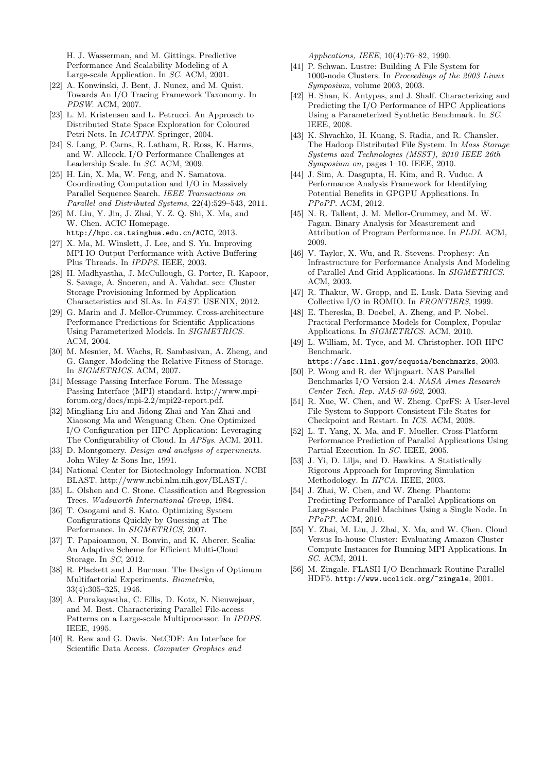H. J. Wasserman, and M. Gittings. Predictive Performance And Scalability Modeling of A Large-scale Application. In *SC*. ACM, 2001.

[22] A. Konwinski, J. Bent, J. Nunez, and M. Quist. Towards An I/O Tracing Framework Taxonomy. In *PDSW*. ACM, 2007.

[23] L. M. Kristensen and L. Petrucci. An Approach to Distributed State Space Exploration for Coloured Petri Nets. In *ICATPN*. Springer, 2004.

[24] S. Lang, P. Carns, R. Latham, R. Ross, K. Harms, and W. Allcock. I/O Performance Challenges at Leadership Scale. In *SC*. ACM, 2009.

[25] H. Lin, X. Ma, W. Feng, and N. Samatova. Coordinating Computation and I/O in Massively Parallel Sequence Search. *IEEE Transactions on Parallel and Distributed Systems*, 22(4):529–543, 2011.

[26] M. Liu, Y. Jin, J. Zhai, Y. Z. Q. Shi, X. Ma, and W. Chen. ACIC Homepage. `http://hpc.cs.tsinghua.edu.cn/ACIC`, 2013.

[27] X. Ma, M. Winslett, J. Lee, and S. Yu. Improving MPI-IO Output Performance with Active Buffering Plus Threads. In *IPDPS*. IEEE, 2003.

[28] H. Madhyastha, J. McCullough, G. Porter, R. Kapoor, S. Savage, A. Snoeren, and A. Vahdat. scc: Cluster Storage Provisioning Informed by Application Characteristics and SLAs. In *FAST*. USENIX, 2012.

[29] G. Marin and J. Mellor-Crummey. Cross-architecture Performance Predictions for Scientific Applications Using Parameterized Models. In *SIGMETRICS*. ACM, 2004.

[30] M. Mesnier, M. Wachs, R. Sambasivan, A. Zheng, and G. Ganger. Modeling the Relative Fitness of Storage. In *SIGMETRICS*. ACM, 2007.

[31] Message Passing Interface Forum. The Message Passing Interface (MPI) standard. http://www.mpi-forum.org/docs/mpi-2.2/mpi22-report.pdf.

[32] Mingliang Liu and Jidong Zhai and Yan Zhai and Xiaosong Ma and Wenguang Chen. One Optimized I/O Configuration per HPC Application: Leveraging The Configurability of Cloud. In *APSys*. ACM, 2011.

[33] D. Montgomery. *Design and analysis of experiments*. John Wiley & Sons Inc, 1991.

[34] National Center for Biotechnology Information. NCBI BLAST. http://www.ncbi.nlm.nih.gov/BLAST/.

[35] L. Olshen and C. Stone. Classification and Regression Trees. *Wadsworth International Group*, 1984.

[36] T. Osogami and S. Kato. Optimizing System Configurations Quickly by Guessing at The Performance. In *SIGMETRICS*, 2007.

[37] T. Papaioannou, N. Bonvin, and K. Aberer. Scalia: An Adaptive Scheme for Efficient Multi-Cloud Storage. In *SC*, 2012.

[38] R. Plackett and J. Burman. The Design of Optimum Multifactorial Experiments. *Biometrika*, 33(4):305–325, 1946.

[39] A. Purakayastha, C. Ellis, D. Kotz, N. Nieuwejaar, and M. Best. Characterizing Parallel File-access Patterns on a Large-scale Multiprocessor. In *IPDPS*. IEEE, 1995.

[40] R. Rew and G. Davis. NetCDF: An Interface for Scientific Data Access. *Computer Graphics and Applications, IEEE*, 10(4):76–82, 1990.

[41] P. Schwan. Lustre: Building A File System for 1000-node Clusters. In *Proceedings of the 2003 Linux Symposium*, volume 2003, 2003.

[42] H. Shan, K. Antypas, and J. Shalf. Characterizing and Predicting the I/O Performance of HPC Applications Using a Parameterized Synthetic Benchmark. In *SC*. IEEE, 2008.

[43] K. Shvachko, H. Kuang, S. Radia, and R. Chansler. The Hadoop Distributed File System. In *Mass Storage Systems and Technologies (MSST), 2010 IEEE 26th Symposium on*, pages 1–10. IEEE, 2010.

[44] J. Sim, A. Dasgupta, H. Kim, and R. Vuduc. A Performance Analysis Framework for Identifying Potential Benefits in GPGPU Applications. In *PPoPP*. ACM, 2012.

[45] N. R. Tallent, J. M. Mellor-Crummey, and M. W. Fagan. Binary Analysis for Measurement and Attribution of Program Performance. In *PLDI*. ACM, 2009.

[46] V. Taylor, X. Wu, and R. Stevens. Prophesy: An Infrastructure for Performance Analysis And Modeling of Parallel And Grid Applications. In *SIGMETRICS*. ACM, 2003.

[47] R. Thakur, W. Gropp, and E. Lusk. Data Sieving and Collective I/O in ROMIO. In *FRONTIERS*, 1999.

[48] E. Thereska, B. Doebel, A. Zheng, and P. Nobel. Practical Performance Models for Complex, Popular Applications. In *SIGMETRICS*. ACM, 2010.

[49] L. William, M. Tyce, and M. Christopher. IOR HPC Benchmark. `https://asc.llnl.gov/sequoia/benchmarks`, 2003.

[50] P. Wong and R. der Wijngaart. NAS Parallel Benchmarks I/O Version 2.4. *NASA Ames Research Center Tech. Rep. NAS-03-002*, 2003.

[51] R. Xue, W. Chen, and W. Zheng. CprFS: A User-level File System to Support Consistent File States for Checkpoint and Restart. In *ICS*. ACM, 2008.

[52] L. T. Yang, X. Ma, and F. Mueller. Cross-Platform Performance Prediction of Parallel Applications Using Partial Execution. In *SC*. IEEE, 2005.

[53] J. Yi, D. Lilja, and D. Hawkins. A Statistically Rigorous Approach for Improving Simulation Methodology. In *HPCA*. IEEE, 2003.

[54] J. Zhai, W. Chen, and W. Zheng. Phantom: Predicting Performance of Parallel Applications on Large-scale Parallel Machines Using a Single Node. In *PPoPP*. ACM, 2010.

[55] Y. Zhai, M. Liu, J. Zhai, X. Ma, and W. Chen. Cloud Versus In-house Cluster: Evaluating Amazon Cluster Compute Instances for Running MPI Applications. In *SC*. ACM, 2011.

[56] M. Zingale. FLASH I/O Benchmark Routine Parallel HDF5. `http://www.ucolick.org/~zingale`, 2001.